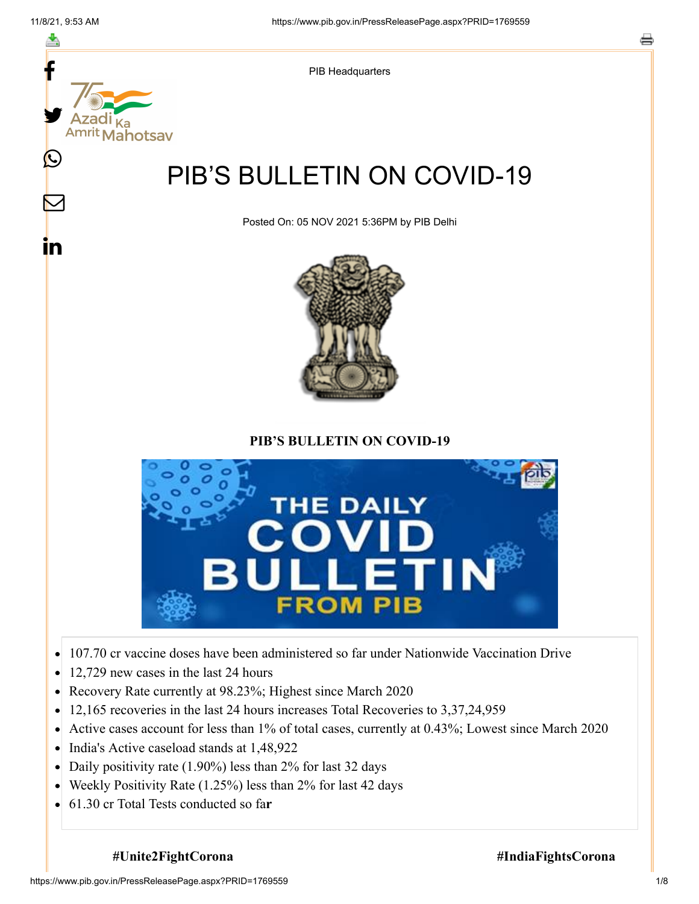PIB Headquarters

# PIB'S BULLETIN ON COVID-19

Posted On: 05 NOV 2021 5:36PM by PIB Delhi

**PIB'S BULLETIN ON COVID-19**

- 107.70 cr vaccine doses have been administered so far under Nationwide Vaccination Drive
- 12,729 new cases in the last 24 hours
- Recovery Rate currently at 98.23%; Highest since March 2020
- 12,165 recoveries in the last 24 hours increases Total Recoveries to 3,37,24,959
- Active cases account for less than 1% of total cases, currently at 0.43%; Lowest since March 2020
- India's Active caseload stands at 1,48,922
- Daily positivity rate (1.90%) less than 2% for last 32 days
- Weekly Positivity Rate (1.25%) less than 2% for last 42 days
- 61.30 cr Total Tests conducted so far

**#Unite2FightCorona** **#IndiaFightsCorona**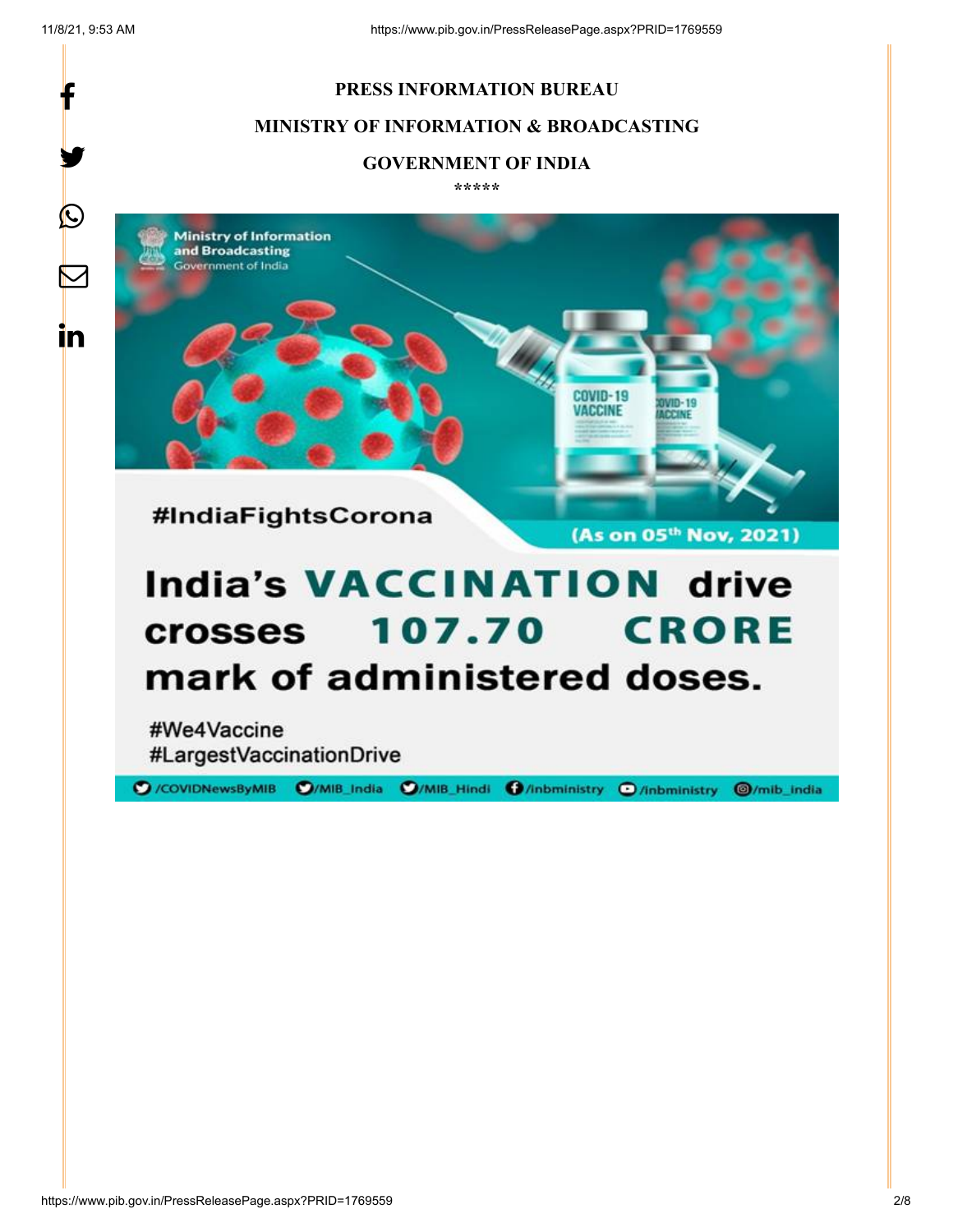**PRESS INFORMATION BUREAU**

**MINISTRY OF INFORMATION & BROADCASTING**

**GOVERNMENT OF INDIA**

\*\*\*\*\*

Ministry of Information and Broadcasting
Government of India

#IndiaFightsCorona

(As on 05th Nov, 2021)

**India's VACCINATION drive crosses 107.70 CRORE mark of administered doses.**

#We4Vaccine
#LargestVaccinationDrive

/COVIDNewsByMIB /MIB_India /MIB_Hindi /inbministry /inbministry /mib_india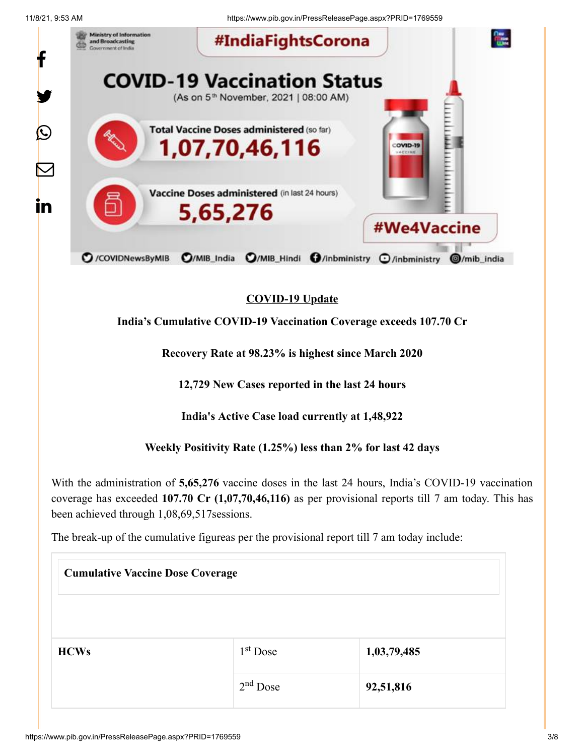**COVID-19 Update**

**India's Cumulative COVID-19 Vaccination Coverage exceeds 107.70 Cr**

**Recovery Rate at 98.23% is highest since March 2020**

**12,729 New Cases reported in the last 24 hours**

**India's Active Case load currently at 1,48,922**

**Weekly Positivity Rate (1.25%) less than 2% for last 42 days**

With the administration of **5,65,276** vaccine doses in the last 24 hours, India's COVID-19 vaccination coverage has exceeded **107.70 Cr (1,07,70,46,116)** as per provisional reports till 7 am today. This has been achieved through 1,08,69,517sessions.

The break-up of the cumulative figureas per the provisional report till 7 am today include:

| **Cumulative Vaccine Dose Coverage** | | |
|---|---|---|
| **HCWs** | 1st Dose | **1,03,79,485** |
| | 2nd Dose | **92,51,816** |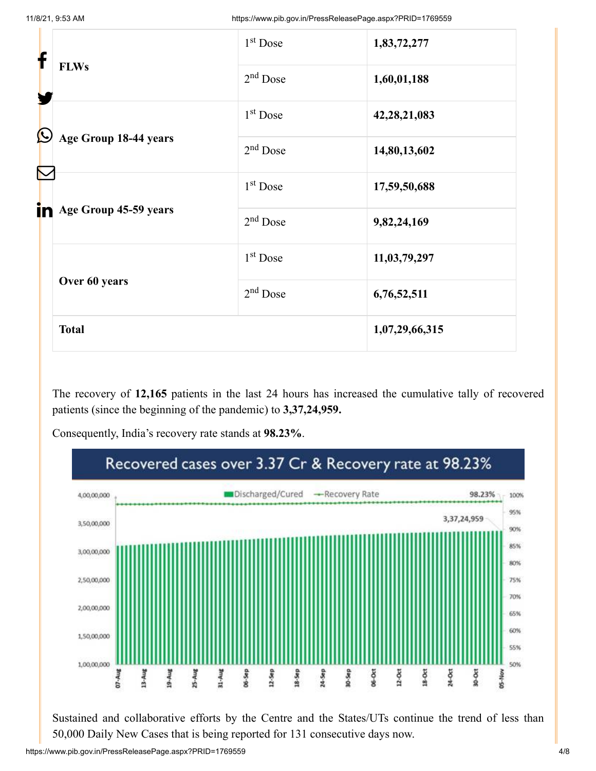| | | |
|---|---|---|
| **FLWs** | 1st Dose | **1,83,72,277** |
| | 2nd Dose | **1,60,01,188** |
| **Age Group 18-44 years** | 1st Dose | **42,28,21,083** |
| | 2nd Dose | **14,80,13,602** |
| **Age Group 45-59 years** | 1st Dose | **17,59,50,688** |
| | 2nd Dose | **9,82,24,169** |
| **Over 60 years** | 1st Dose | **11,03,79,297** |
| | 2nd Dose | **6,76,52,511** |
| **Total** | | **1,07,29,66,315** |

The recovery of **12,165** patients in the last 24 hours has increased the cumulative tally of recovered patients (since the beginning of the pandemic) to **3,37,24,959.**

Consequently, India's recovery rate stands at **98.23%**.

Recovered cases over 3.37 Cr & Recovery rate at 98.23%

Discharged/Cured
Recovery Rate
98.23%
3,37,24,959
4,00,00,000
3,50,00,000
3,00,00,000
2,50,00,000
2,00,00,000
1,50,00,000
1,00,00,000
100%
95%
90%
85%
80%
75%
70%
65%
60%
55%
50%
07-Aug
13-Aug
19-Aug
25-Aug
31-Aug
06-Sep
12-Sep
18-Sep
24-Sep
30-Sep
06-Oct
12-Oct
18-Oct
24-Oct
30-Oct
05-Nov

Sustained and collaborative efforts by the Centre and the States/UTs continue the trend of less than 50,000 Daily New Cases that is being reported for 131 consecutive days now.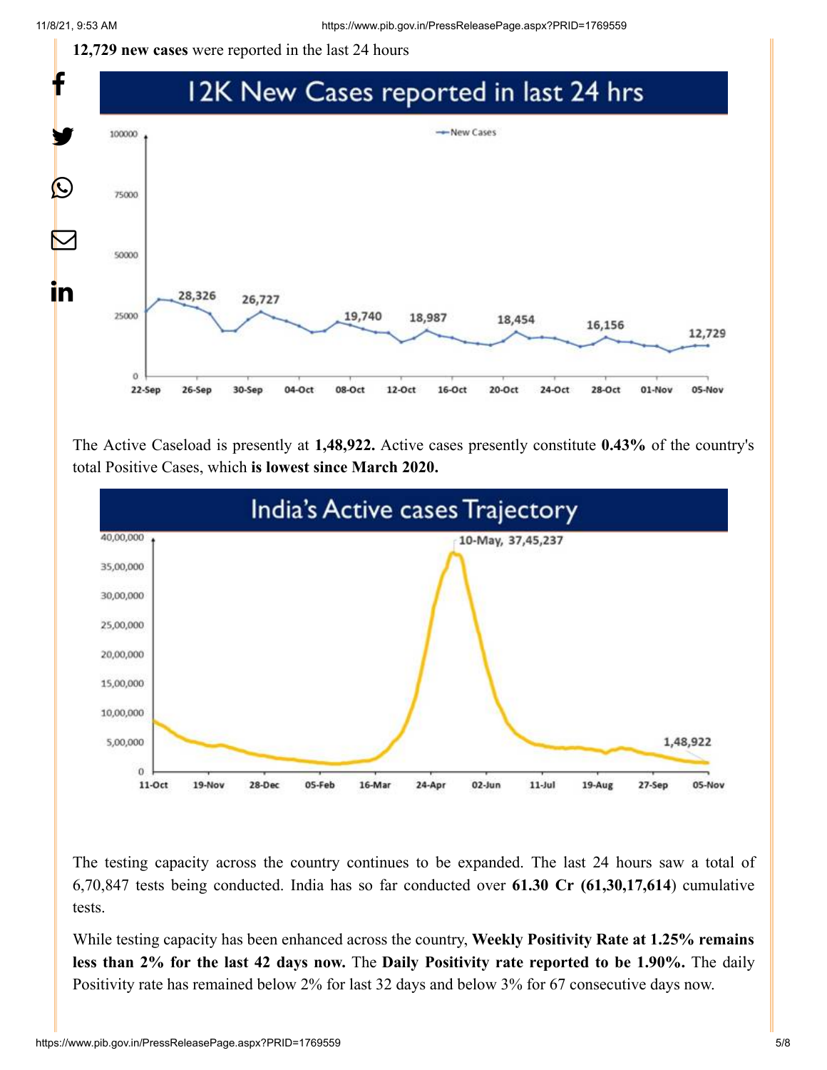**12,729 new cases** were reported in the last 24 hours

The Active Caseload is presently at **1,48,922.** Active cases presently constitute **0.43%** of the country's total Positive Cases, which **is lowest since March 2020.**

The testing capacity across the country continues to be expanded. The last 24 hours saw a total of 6,70,847 tests being conducted. India has so far conducted over **61.30 Cr (61,30,17,614**) cumulative tests.

While testing capacity has been enhanced across the country, **Weekly Positivity Rate at 1.25% remains less than 2% for the last 42 days now.** The **Daily Positivity rate reported to be 1.90%.** The daily Positivity rate has remained below 2% for last 32 days and below 3% for 67 consecutive days now.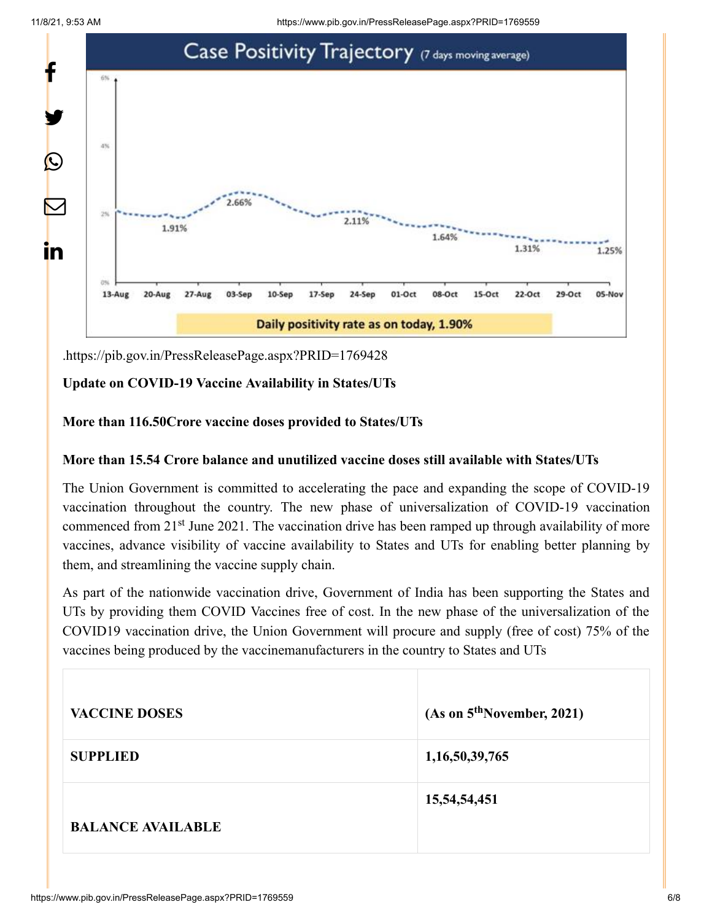Case Positivity Trajectory (7 days moving average)

6%
4%
2%
0%

2.66%
1.91%
2.11%
1.64%
1.31%
1.25%

13-Aug 20-Aug 27-Aug 03-Sep 10-Sep 17-Sep 24-Sep 01-Oct 08-Oct 15-Oct 22-Oct 29-Oct 05-Nov

Daily positivity rate as on today, 1.90%

.https://pib.gov.in/PressReleasePage.aspx?PRID=1769428

**Update on COVID-19 Vaccine Availability in States/UTs**

**More than 116.50Crore vaccine doses provided to States/UTs**

**More than 15.54 Crore balance and unutilized vaccine doses still available with States/UTs**

The Union Government is committed to accelerating the pace and expanding the scope of COVID-19 vaccination throughout the country. The new phase of universalization of COVID-19 vaccination commenced from 21st June 2021. The vaccination drive has been ramped up through availability of more vaccines, advance visibility of vaccine availability to States and UTs for enabling better planning by them, and streamlining the vaccine supply chain.

As part of the nationwide vaccination drive, Government of India has been supporting the States and UTs by providing them COVID Vaccines free of cost. In the new phase of the universalization of the COVID19 vaccination drive, the Union Government will procure and supply (free of cost) 75% of the vaccines being produced by the vaccinemanufacturers in the country to States and UTs

| **VACCINE DOSES** | **(As on 5thNovember, 2021)** |
|---|---|
| **SUPPLIED** | **1,16,50,39,765** |
| **BALANCE AVAILABLE** | **15,54,54,451** |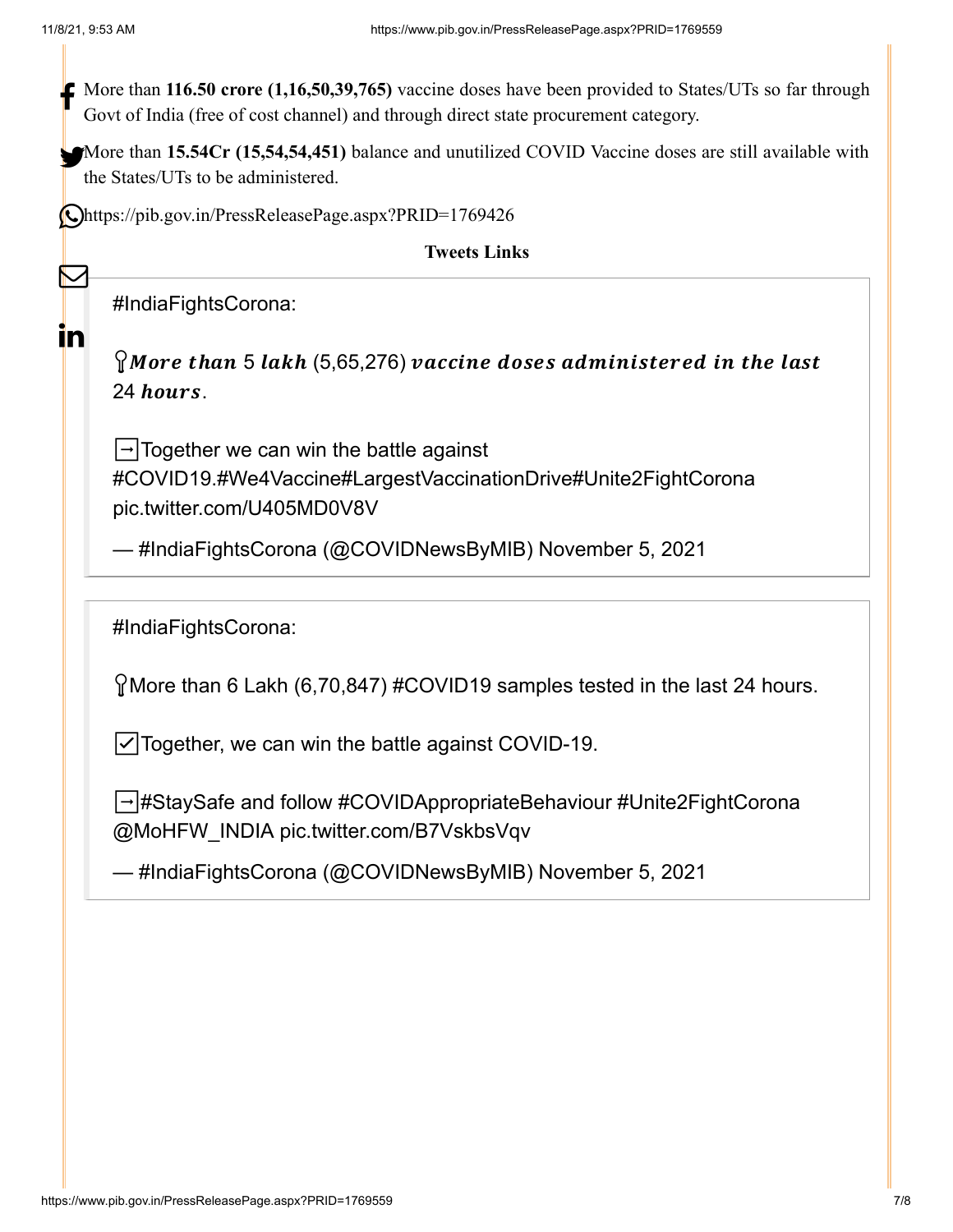More than **116.50 crore (1,16,50,39,765)** vaccine doses have been provided to States/UTs so far through Govt of India (free of cost channel) and through direct state procurement category.

More than **15.54Cr (15,54,54,451)** balance and unutilized COVID Vaccine doses are still available with the States/UTs to be administered.

https://pib.gov.in/PressReleasePage.aspx?PRID=1769426

**Tweets Links**

> #IndiaFightsCorona:
>
> 📍*More than 5 lakh* (5,65,276) *vaccine doses administered in the last 24 hours*.
>
> ➡️Together we can win the battle against #COVID19.#We4Vaccine#LargestVaccinationDrive#Unite2FightCorona pic.twitter.com/U405MD0V8V
>
> — #IndiaFightsCorona (@COVIDNewsByMIB) November 5, 2021

> #IndiaFightsCorona:
>
> 📍More than 6 Lakh (6,70,847) #COVID19 samples tested in the last 24 hours.
>
> ✅Together, we can win the battle against COVID-19.
>
> ➡️#StaySafe and follow #COVIDAppropriateBehaviour #Unite2FightCorona @MoHFW_INDIA pic.twitter.com/B7VskbsVqv
>
> — #IndiaFightsCorona (@COVIDNewsByMIB) November 5, 2021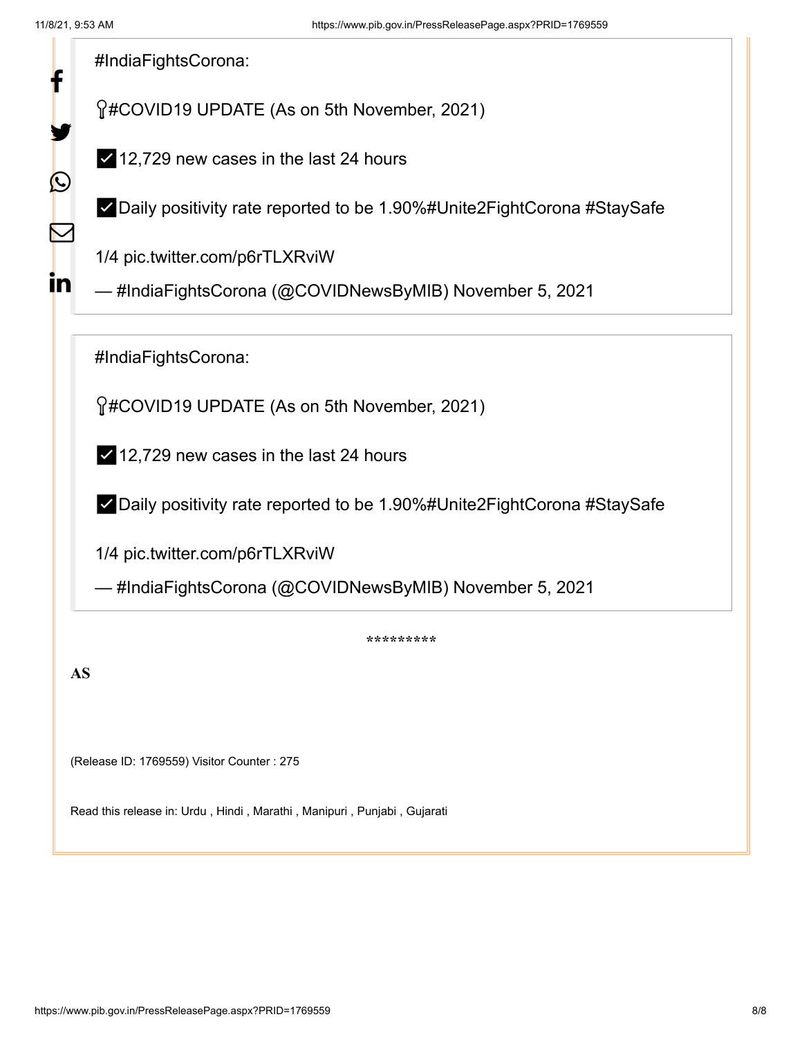#IndiaFightsCorona:

📍#COVID19 UPDATE (As on 5th November, 2021)

✅12,729 new cases in the last 24 hours

✅Daily positivity rate reported to be 1.90%#Unite2FightCorona #StaySafe

1/4 pic.twitter.com/p6rTLXRviW

— #IndiaFightsCorona (@COVIDNewsByMIB) November 5, 2021

#IndiaFightsCorona:

📍#COVID19 UPDATE (As on 5th November, 2021)

✅12,729 new cases in the last 24 hours

✅Daily positivity rate reported to be 1.90%#Unite2FightCorona #StaySafe

1/4 pic.twitter.com/p6rTLXRviW

— #IndiaFightsCorona (@COVIDNewsByMIB) November 5, 2021

*********

**AS**

(Release ID: 1769559) Visitor Counter : 275

Read this release in: Urdu , Hindi , Marathi , Manipuri , Punjabi , Gujarati